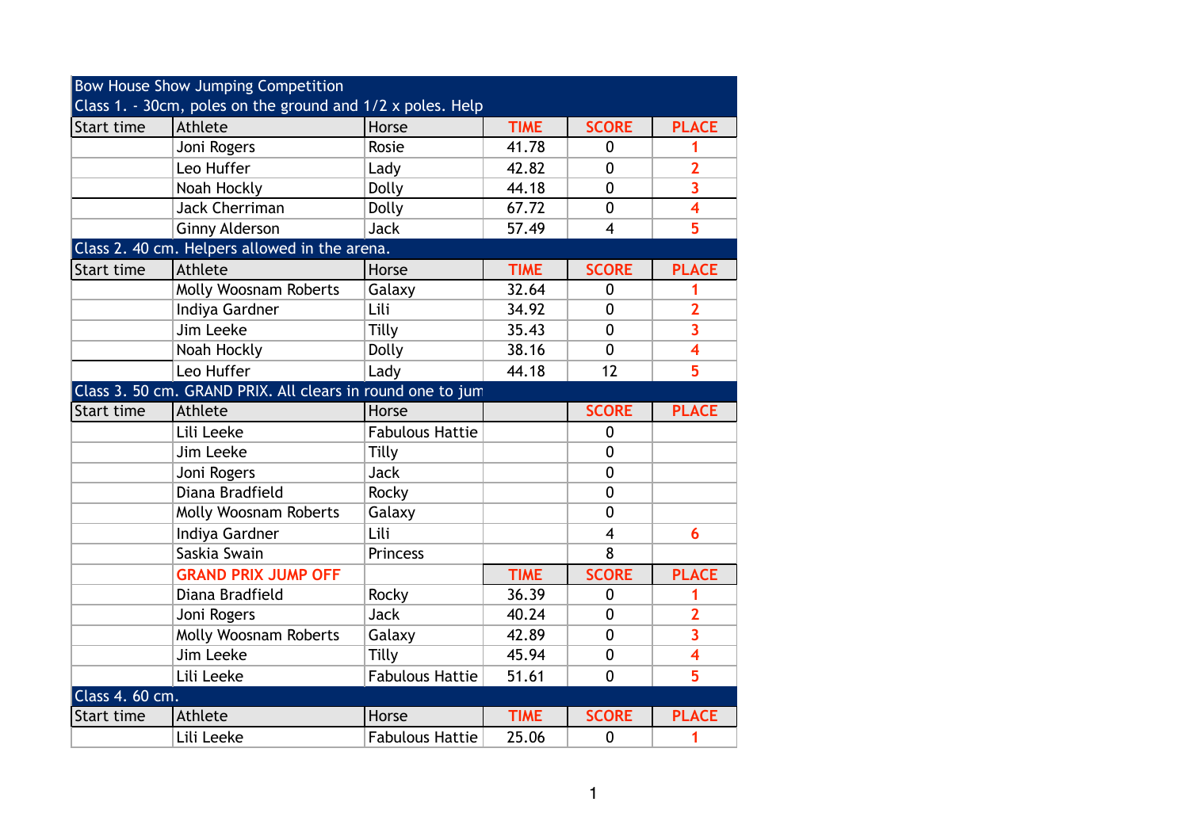Bow House Show Jumping Competition

Class 1. - 30cm, poles on the ground and 1/2 x poles. Help

| Start time | Athlete | Horse | TIME | SCORE | PLACE |
|---|---|---|---|---|---|
| | Joni Rogers | Rosie | 41.78 | 0 | 1 |
| | Leo Huffer | Lady | 42.82 | 0 | 2 |
| | Noah Hockly | Dolly | 44.18 | 0 | 3 |
| | Jack Cherriman | Dolly | 67.72 | 0 | 4 |
| | Ginny Alderson | Jack | 57.49 | 4 | 5 |

Class 2. 40 cm. Helpers allowed in the arena.

| Start time | Athlete | Horse | TIME | SCORE | PLACE |
|---|---|---|---|---|---|
| | Molly Woosnam Roberts | Galaxy | 32.64 | 0 | 1 |
| | Indiya Gardner | Lili | 34.92 | 0 | 2 |
| | Jim Leeke | Tilly | 35.43 | 0 | 3 |
| | Noah Hockly | Dolly | 38.16 | 0 | 4 |
| | Leo Huffer | Lady | 44.18 | 12 | 5 |

Class 3. 50 cm. GRAND PRIX. All clears in round one to jum

| Start time | Athlete | Horse | | SCORE | PLACE |
|---|---|---|---|---|---|
| | Lili Leeke | Fabulous Hattie | | 0 | |
| | Jim Leeke | Tilly | | 0 | |
| | Joni Rogers | Jack | | 0 | |
| | Diana Bradfield | Rocky | | 0 | |
| | Molly Woosnam Roberts | Galaxy | | 0 | |
| | Indiya Gardner | Lili | | 4 | 6 |
| | Saskia Swain | Princess | | 8 | |
| | GRAND PRIX JUMP OFF | | TIME | SCORE | PLACE |
| | Diana Bradfield | Rocky | 36.39 | 0 | 1 |
| | Joni Rogers | Jack | 40.24 | 0 | 2 |
| | Molly Woosnam Roberts | Galaxy | 42.89 | 0 | 3 |
| | Jim Leeke | Tilly | 45.94 | 0 | 4 |
| | Lili Leeke | Fabulous Hattie | 51.61 | 0 | 5 |

Class 4. 60 cm.

| Start time | Athlete | Horse | TIME | SCORE | PLACE |
|---|---|---|---|---|---|
| | Lili Leeke | Fabulous Hattie | 25.06 | 0 | 1 |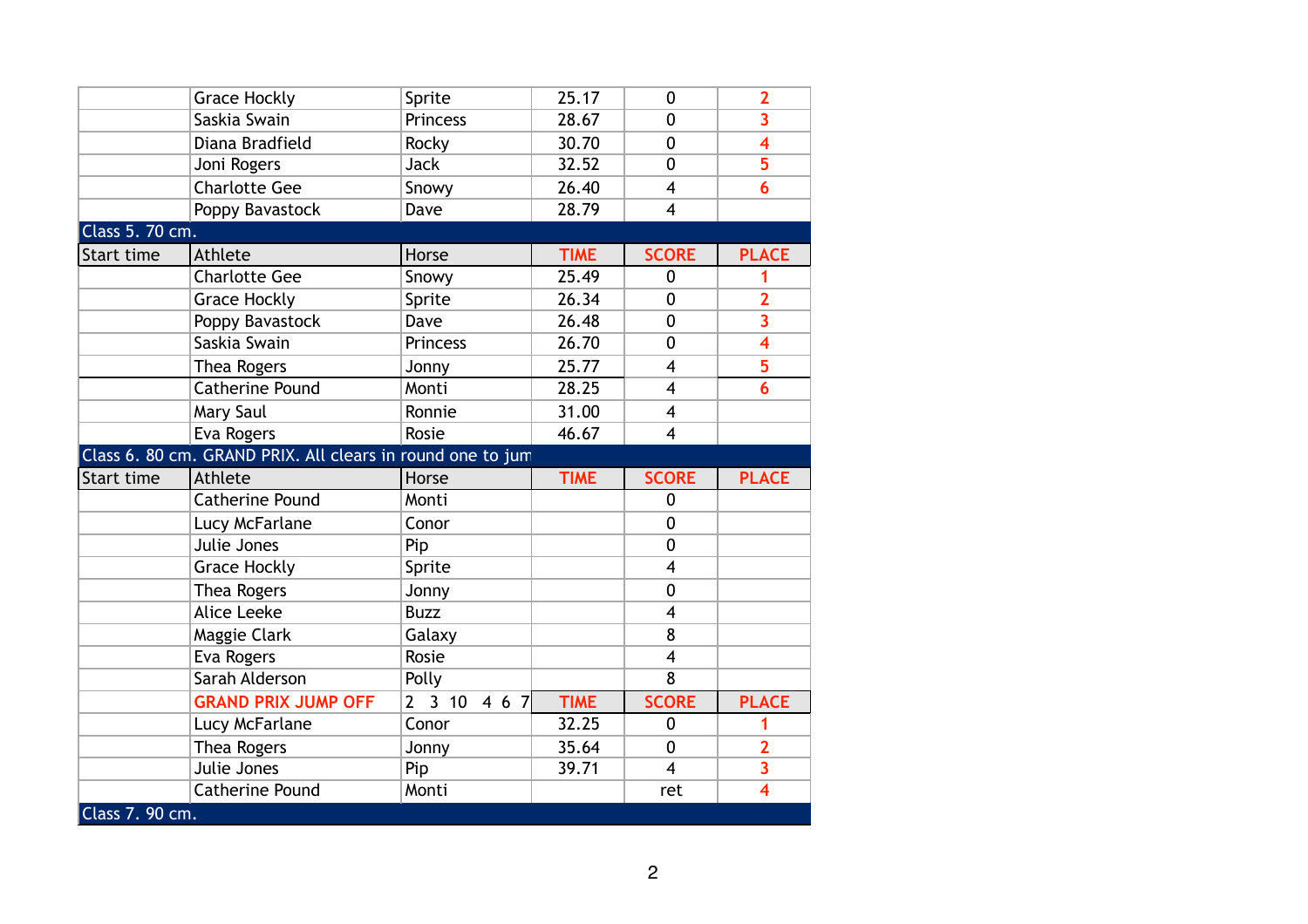| Start time | Athlete | Horse | TIME | SCORE | PLACE |
|---|---|---|---|---|---|
| | Grace Hockly | Sprite | 25.17 | 0 | 2 |
| | Saskia Swain | Princess | 28.67 | 0 | 3 |
| | Diana Bradfield | Rocky | 30.70 | 0 | 4 |
| | Joni Rogers | Jack | 32.52 | 0 | 5 |
| | Charlotte Gee | Snowy | 26.40 | 4 | 6 |
| | Poppy Bavastock | Dave | 28.79 | 4 | |

## Class 5. 70 cm.

| Start time | Athlete | Horse | TIME | SCORE | PLACE |
|---|---|---|---|---|---|
| | Charlotte Gee | Snowy | 25.49 | 0 | 1 |
| | Grace Hockly | Sprite | 26.34 | 0 | 2 |
| | Poppy Bavastock | Dave | 26.48 | 0 | 3 |
| | Saskia Swain | Princess | 26.70 | 0 | 4 |
| | Thea Rogers | Jonny | 25.77 | 4 | 5 |
| | Catherine Pound | Monti | 28.25 | 4 | 6 |
| | Mary Saul | Ronnie | 31.00 | 4 | |
| | Eva Rogers | Rosie | 46.67 | 4 | |

## Class 6. 80 cm. GRAND PRIX. All clears in round one to jum

| Start time | Athlete | Horse | TIME | SCORE | PLACE |
|---|---|---|---|---|---|
| | Catherine Pound | Monti | | 0 | |
| | Lucy McFarlane | Conor | | 0 | |
| | Julie Jones | Pip | | 0 | |
| | Grace Hockly | Sprite | | 4 | |
| | Thea Rogers | Jonny | | 0 | |
| | Alice Leeke | Buzz | | 4 | |
| | Maggie Clark | Galaxy | | 8 | |
| | Eva Rogers | Rosie | | 4 | |
| | Sarah Alderson | Polly | | 8 | |
| | GRAND PRIX JUMP OFF | 2 3 10 4 6 7 | TIME | SCORE | PLACE |
| | Lucy McFarlane | Conor | 32.25 | 0 | 1 |
| | Thea Rogers | Jonny | 35.64 | 0 | 2 |
| | Julie Jones | Pip | 39.71 | 4 | 3 |
| | Catherine Pound | Monti | | ret | 4 |

## Class 7. 90 cm.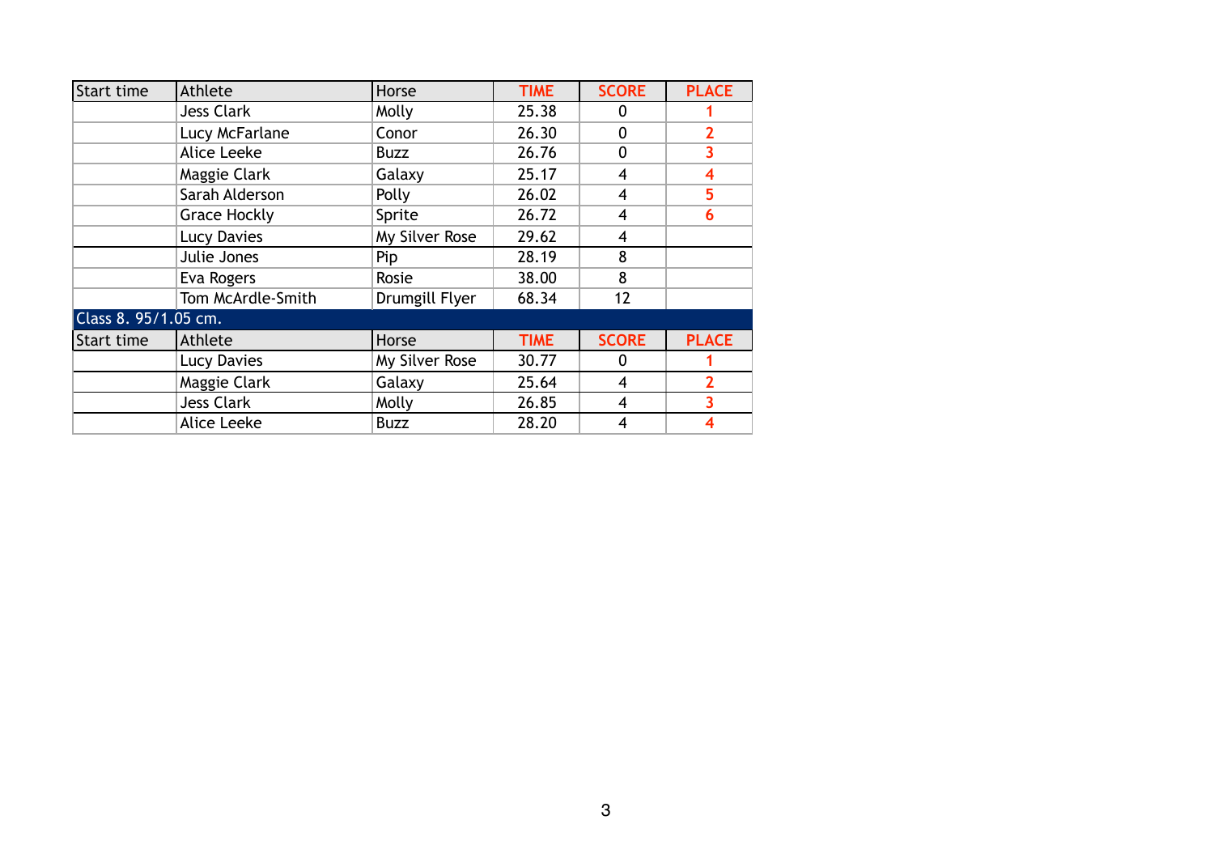| Start time | Athlete | Horse | TIME | SCORE | PLACE |
|---|---|---|---|---|---|
| | Jess Clark | Molly | 25.38 | 0 | 1 |
| | Lucy McFarlane | Conor | 26.30 | 0 | 2 |
| | Alice Leeke | Buzz | 26.76 | 0 | 3 |
| | Maggie Clark | Galaxy | 25.17 | 4 | 4 |
| | Sarah Alderson | Polly | 26.02 | 4 | 5 |
| | Grace Hockly | Sprite | 26.72 | 4 | 6 |
| | Lucy Davies | My Silver Rose | 29.62 | 4 | |
| | Julie Jones | Pip | 28.19 | 8 | |
| | Eva Rogers | Rosie | 38.00 | 8 | |
| | Tom McArdle-Smith | Drumgill Flyer | 68.34 | 12 | |

## Class 8. 95/1.05 cm.

| Start time | Athlete | Horse | TIME | SCORE | PLACE |
|---|---|---|---|---|---|
| | Lucy Davies | My Silver Rose | 30.77 | 0 | 1 |
| | Maggie Clark | Galaxy | 25.64 | 4 | 2 |
| | Jess Clark | Molly | 26.85 | 4 | 3 |
| | Alice Leeke | Buzz | 28.20 | 4 | 4 |